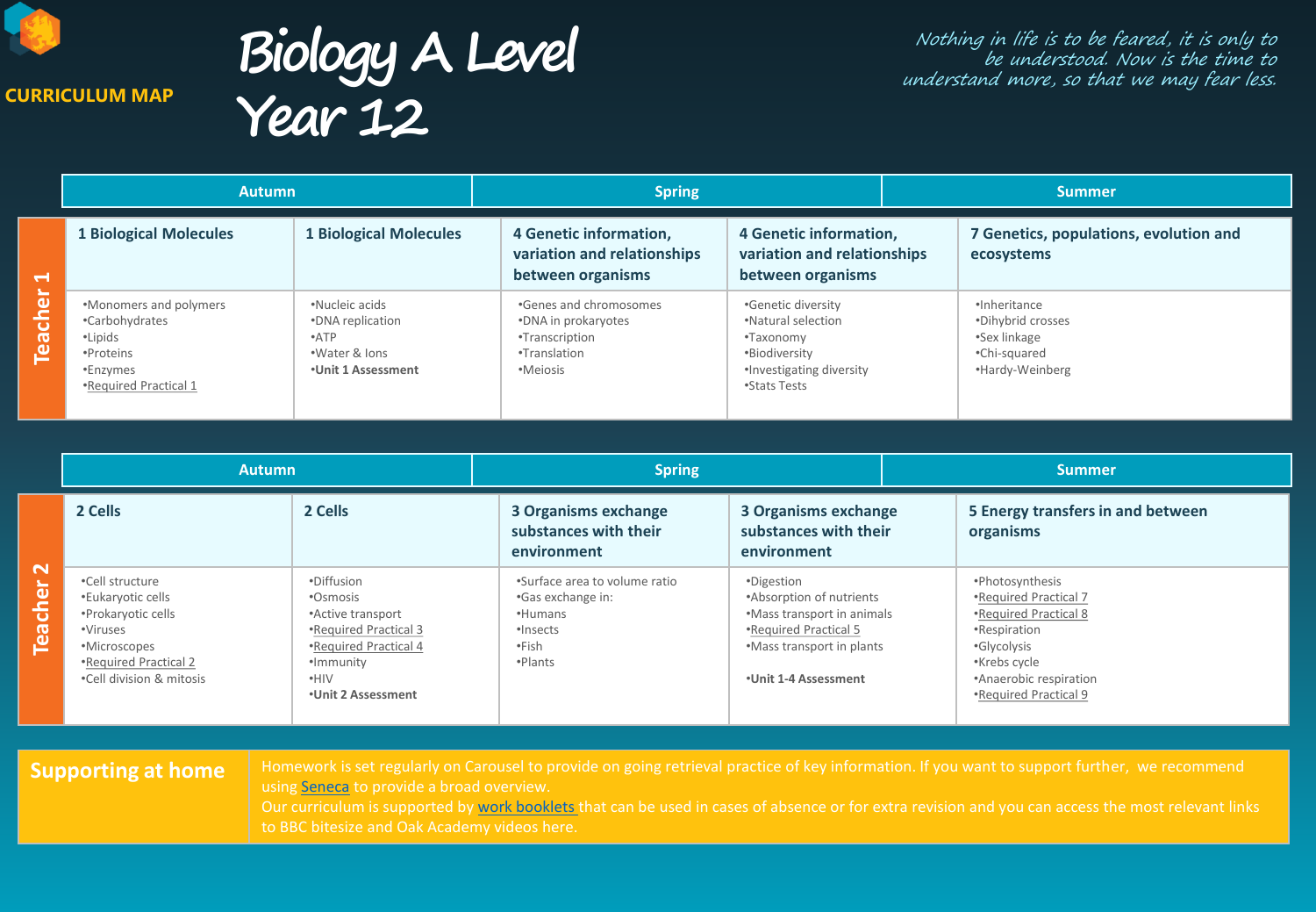# Biology A Level Year 12

**CURRICULUM MAP**

*Nothing in life is to be feared, it is only to be understood. Now is the time to understand more, so that we may fear less.*

## Teacher 1

| | Autumn | | Spring | | Summer |
|---|---|---|---|---|---|
| | **1 Biological Molecules** | **1 Biological Molecules** | **4 Genetic information, variation and relationships between organisms** | **4 Genetic information, variation and relationships between organisms** | **7 Genetics, populations, evolution and ecosystems** |
| **Teacher 1** | •Monomers and polymers<br>•Carbohydrates<br>•Lipids<br>•Proteins<br>•Enzymes<br>•Required Practical 1 | •Nucleic acids<br>•DNA replication<br>•ATP<br>•Water & Ions<br>•**Unit 1 Assessment** | •Genes and chromosomes<br>•DNA in prokaryotes<br>•Transcription<br>•Translation<br>•Meiosis | •Genetic diversity<br>•Natural selection<br>•Taxonomy<br>•Biodiversity<br>•Investigating diversity<br>•Stats Tests | •Inheritance<br>•Dihybrid crosses<br>•Sex linkage<br>•Chi-squared<br>•Hardy-Weinberg |

## Teacher 2

| | Autumn | | Spring | | Summer |
|---|---|---|---|---|---|
| | **2 Cells** | **2 Cells** | **3 Organisms exchange substances with their environment** | **3 Organisms exchange substances with their environment** | **5 Energy transfers in and between organisms** |
| **Teacher 2** | •Cell structure<br>•Eukaryotic cells<br>•Prokaryotic cells<br>•Viruses<br>•Microscopes<br>•Required Practical 2<br>•Cell division & mitosis | •Diffusion<br>•Osmosis<br>•Active transport<br>•Required Practical 3<br>•Required Practical 4<br>•Immunity<br>•HIV<br>•**Unit 2 Assessment** | •Surface area to volume ratio<br>•Gas exchange in:<br>•Humans<br>•Insects<br>•Fish<br>•Plants | •Digestion<br>•Absorption of nutrients<br>•Mass transport in animals<br>•Required Practical 5<br>•Mass transport in plants<br><br>•**Unit 1-4 Assessment** | •Photosynthesis<br>•Required Practical 7<br>•Required Practical 8<br>•Respiration<br>•Glycolysis<br>•Krebs cycle<br>•Anaerobic respiration<br>•Required Practical 9 |

## Supporting at home

Homework is set regularly on Carousel to provide on going retrieval practice of key information. If you want to support further, we recommend using Seneca to provide a broad overview.
Our curriculum is supported by work booklets that can be used in cases of absence or for extra revision and you can access the most relevant links to BBC bitesize and Oak Academy videos here.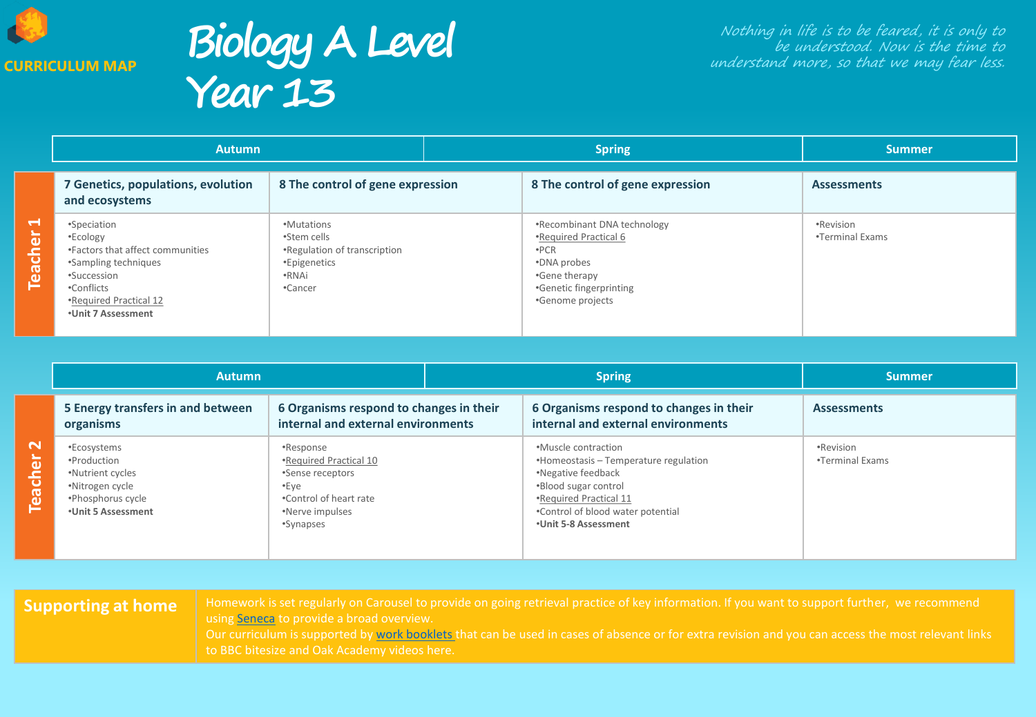CURRICULUM MAP

# Biology A Level Year 13

*Nothing in life is to be feared, it is only to be understood. Now is the time to understand more, so that we may fear less.*

## Teacher 1

| | Autumn | | Spring | Summer |
|---|---|---|---|---|
| **Teacher 1** | **7 Genetics, populations, evolution and ecosystems** | **8 The control of gene expression** | **8 The control of gene expression** | **Assessments** |
| | •Speciation<br>•Ecology<br>•Factors that affect communities<br>•Sampling techniques<br>•Succession<br>•Conflicts<br>•Required Practical 12<br>•**Unit 7 Assessment** | •Mutations<br>•Stem cells<br>•Regulation of transcription<br>•Epigenetics<br>•RNAi<br>•Cancer | •Recombinant DNA technology<br>•Required Practical 6<br>•PCR<br>•DNA probes<br>•Gene therapy<br>•Genetic fingerprinting<br>•Genome projects | •Revision<br>•Terminal Exams |

## Teacher 2

| | Autumn | | Spring | Summer |
|---|---|---|---|---|
| **Teacher 2** | **5 Energy transfers in and between organisms** | **6 Organisms respond to changes in their internal and external environments** | **6 Organisms respond to changes in their internal and external environments** | **Assessments** |
| | •Ecosystems<br>•Production<br>•Nutrient cycles<br>•Nitrogen cycle<br>•Phosphorus cycle<br>•**Unit 5 Assessment** | •Response<br>•Required Practical 10<br>•Sense receptors<br>•Eye<br>•Control of heart rate<br>•Nerve impulses<br>•Synapses | •Muscle contraction<br>•Homeostasis – Temperature regulation<br>•Negative feedback<br>•Blood sugar control<br>•Required Practical 11<br>•Control of blood water potential<br>•**Unit 5-8 Assessment** | •Revision<br>•Terminal Exams |

## Supporting at home

Homework is set regularly on Carousel to provide on going retrieval practice of key information. If you want to support further, we recommend using Seneca to provide a broad overview.
Our curriculum is supported by work booklets that can be used in cases of absence or for extra revision and you can access the most relevant links to BBC bitesize and Oak Academy videos here.